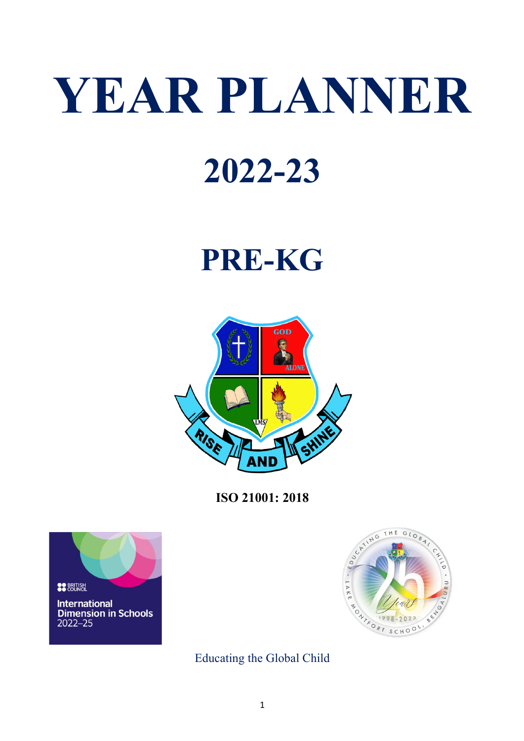# YEAR PLANNER

# 2022-23

# PRE-KG

**ISO 21001: 2018**

Educating the Global Child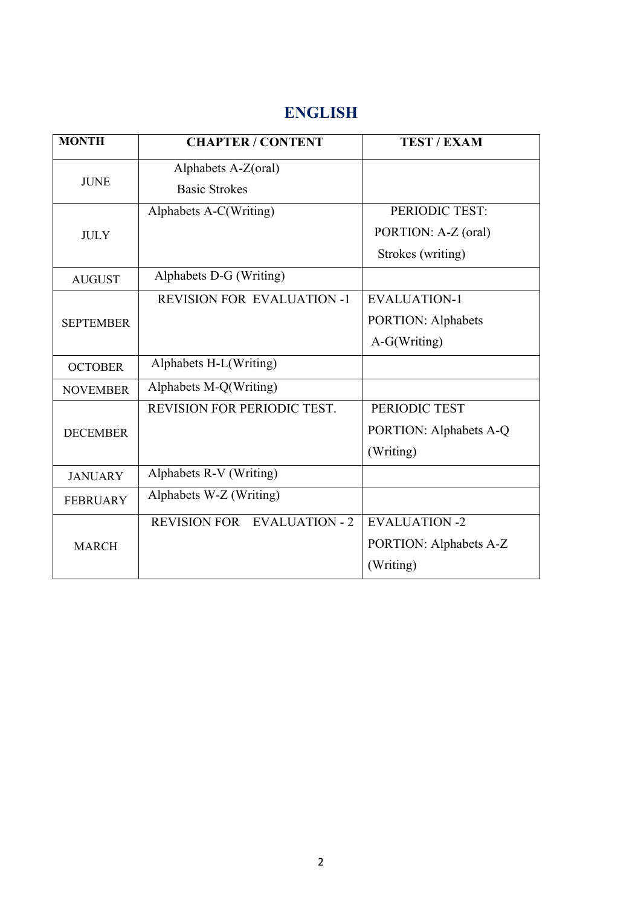## ENGLISH

| MONTH | CHAPTER / CONTENT | TEST / EXAM |
|---|---|---|
| JUNE | Alphabets A-Z(oral)<br>Basic Strokes | |
| JULY | Alphabets A-C(Writing) | PERIODIC TEST:<br>PORTION: A-Z (oral)<br>Strokes (writing) |
| AUGUST | Alphabets D-G (Writing) | |
| SEPTEMBER | REVISION FOR EVALUATION -1 | EVALUATION-1<br>PORTION: Alphabets<br>A-G(Writing) |
| OCTOBER | Alphabets H-L(Writing) | |
| NOVEMBER | Alphabets M-Q(Writing) | |
| DECEMBER | REVISION FOR PERIODIC TEST. | PERIODIC TEST<br>PORTION: Alphabets A-Q<br>(Writing) |
| JANUARY | Alphabets R-V (Writing) | |
| FEBRUARY | Alphabets W-Z (Writing) | |
| MARCH | REVISION FOR EVALUATION - 2 | EVALUATION -2<br>PORTION: Alphabets A-Z<br>(Writing) |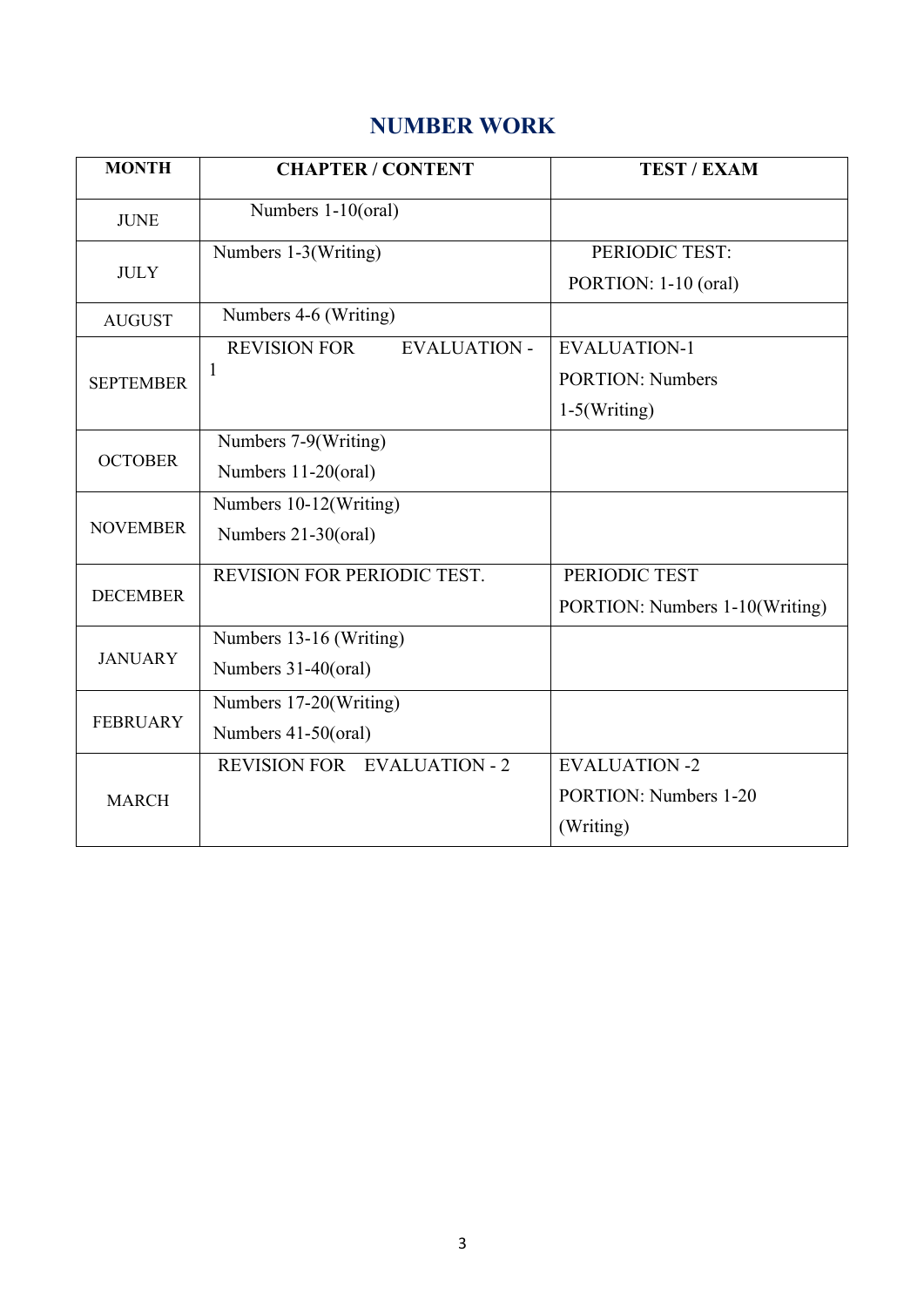# NUMBER WORK

| MONTH | CHAPTER / CONTENT | TEST / EXAM |
|---|---|---|
| JUNE | Numbers 1-10(oral) | |
| JULY | Numbers 1-3(Writing) | PERIODIC TEST: PORTION: 1-10 (oral) |
| AUGUST | Numbers 4-6 (Writing) | |
| SEPTEMBER | REVISION FOR EVALUATION - 1 | EVALUATION-1 PORTION: Numbers 1-5(Writing) |
| OCTOBER | Numbers 7-9(Writing) Numbers 11-20(oral) | |
| NOVEMBER | Numbers 10-12(Writing) Numbers 21-30(oral) | |
| DECEMBER | REVISION FOR PERIODIC TEST. | PERIODIC TEST PORTION: Numbers 1-10(Writing) |
| JANUARY | Numbers 13-16 (Writing) Numbers 31-40(oral) | |
| FEBRUARY | Numbers 17-20(Writing) Numbers 41-50(oral) | |
| MARCH | REVISION FOR EVALUATION - 2 | EVALUATION -2 PORTION: Numbers 1-20 (Writing) |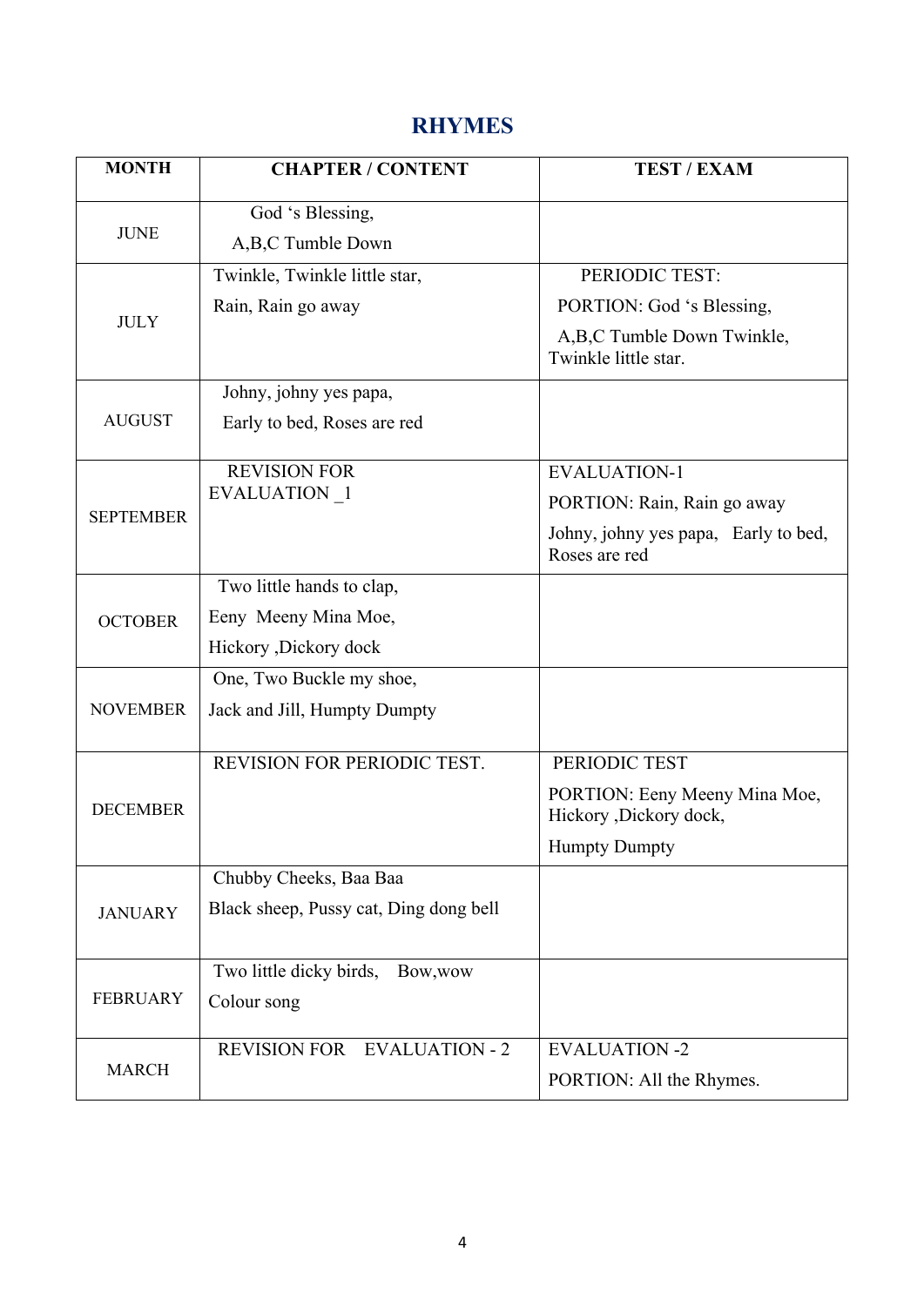# RHYMES

| MONTH | CHAPTER / CONTENT | TEST / EXAM |
|---|---|---|
| JUNE | God 's Blessing, A,B,C Tumble Down | |
| JULY | Twinkle, Twinkle little star, Rain, Rain go away | PERIODIC TEST: PORTION: God 's Blessing, A,B,C Tumble Down Twinkle, Twinkle little star. |
| AUGUST | Johny, johny yes papa, Early to bed, Roses are red | |
| SEPTEMBER | REVISION FOR EVALUATION _1 | EVALUATION-1 PORTION: Rain, Rain go away Johny, johny yes papa, Early to bed, Roses are red |
| OCTOBER | Two little hands to clap, Eeny Meeny Mina Moe, Hickory ,Dickory dock | |
| NOVEMBER | One, Two Buckle my shoe, Jack and Jill, Humpty Dumpty | |
| DECEMBER | REVISION FOR PERIODIC TEST. | PERIODIC TEST PORTION: Eeny Meeny Mina Moe, Hickory ,Dickory dock, Humpty Dumpty |
| JANUARY | Chubby Cheeks, Baa Baa Black sheep, Pussy cat, Ding dong bell | |
| FEBRUARY | Two little dicky birds, Bow,wow Colour song | |
| MARCH | REVISION FOR EVALUATION - 2 | EVALUATION -2 PORTION: All the Rhymes. |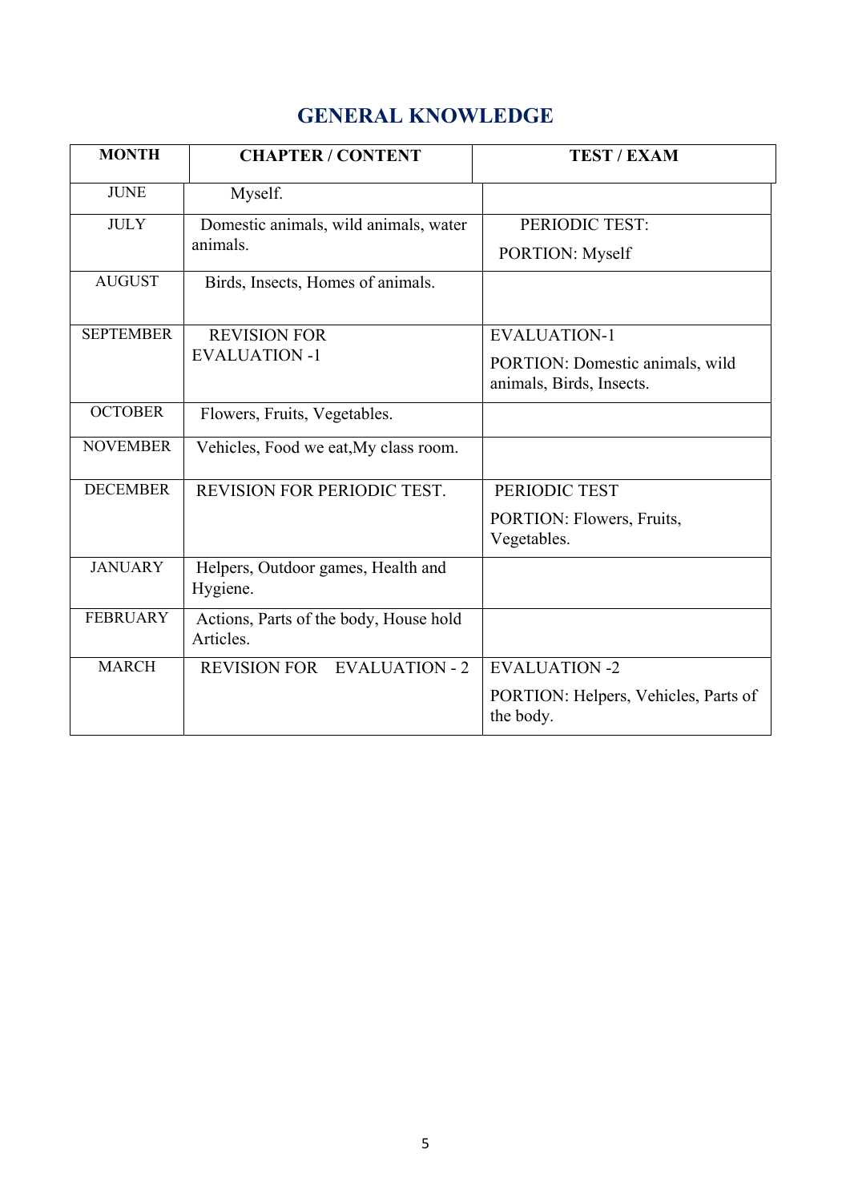# GENERAL KNOWLEDGE

| MONTH | CHAPTER / CONTENT | TEST / EXAM |
|---|---|---|
| JUNE | Myself. | |
| JULY | Domestic animals, wild animals, water animals. | PERIODIC TEST: PORTION: Myself |
| AUGUST | Birds, Insects, Homes of animals. | |
| SEPTEMBER | REVISION FOR EVALUATION -1 | EVALUATION-1 PORTION: Domestic animals, wild animals, Birds, Insects. |
| OCTOBER | Flowers, Fruits, Vegetables. | |
| NOVEMBER | Vehicles, Food we eat,My class room. | |
| DECEMBER | REVISION FOR PERIODIC TEST. | PERIODIC TEST PORTION: Flowers, Fruits, Vegetables. |
| JANUARY | Helpers, Outdoor games, Health and Hygiene. | |
| FEBRUARY | Actions, Parts of the body, House hold Articles. | |
| MARCH | REVISION FOR EVALUATION - 2 | EVALUATION -2 PORTION: Helpers, Vehicles, Parts of the body. |